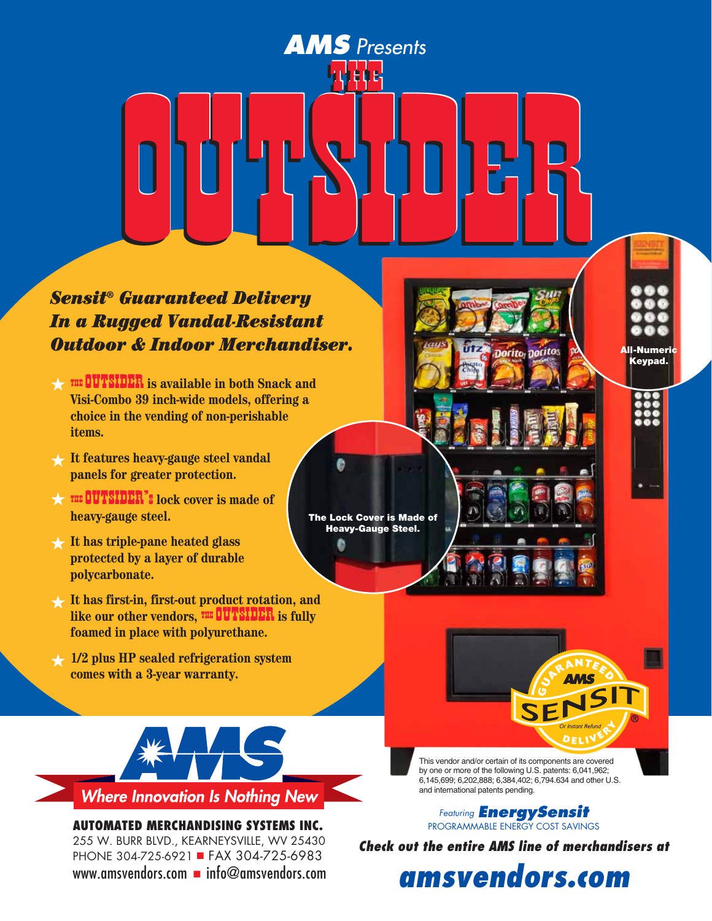AMS Presents

# THE OUTSIDER

***Sensit® Guaranteed Delivery In a Rugged Vandal-Resistant Outdoor & Indoor Merchandiser.***

- **THE OUTSIDER is available in both Snack and Visi-Combo 39 inch-wide models, offering a choice in the vending of non-perishable items.**
- **It features heavy-gauge steel vandal panels for greater protection.**
- **THE OUTSIDER's lock cover is made of heavy-gauge steel.**
- **It has triple-pane heated glass protected by a layer of durable polycarbonate.**
- **It has first-in, first-out product rotation, and like our other vendors, THE OUTSIDER is fully foamed in place with polyurethane.**
- **1/2 plus HP sealed refrigeration system comes with a 3-year warranty.**

The Lock Cover is Made of Heavy-Gauge Steel.

All-Numeric Keypad.

GUARANTEED AMS SENSIT® Or Instant Refund DELIVERY

This vendor and/or certain of its components are covered by one or more of the following U.S. patents: 6,041,962; 6,145,699; 6,202,888; 6,384,402; 6,794.634 and other U.S. and international patents pending.

AMS *Where Innovation Is Nothing New*

**AUTOMATED MERCHANDISING SYSTEMS INC.**
255 W. BURR BLVD., KEARNEYSVILLE, WV 25430
PHONE 304-725-6921 ■ FAX 304-725-6983
www.amsvendors.com ■ info@amsvendors.com

*Featuring* ***EnergySensit***
PROGRAMMABLE ENERGY COST SAVINGS

***Check out the entire AMS line of merchandisers at***

***amsvendors.com***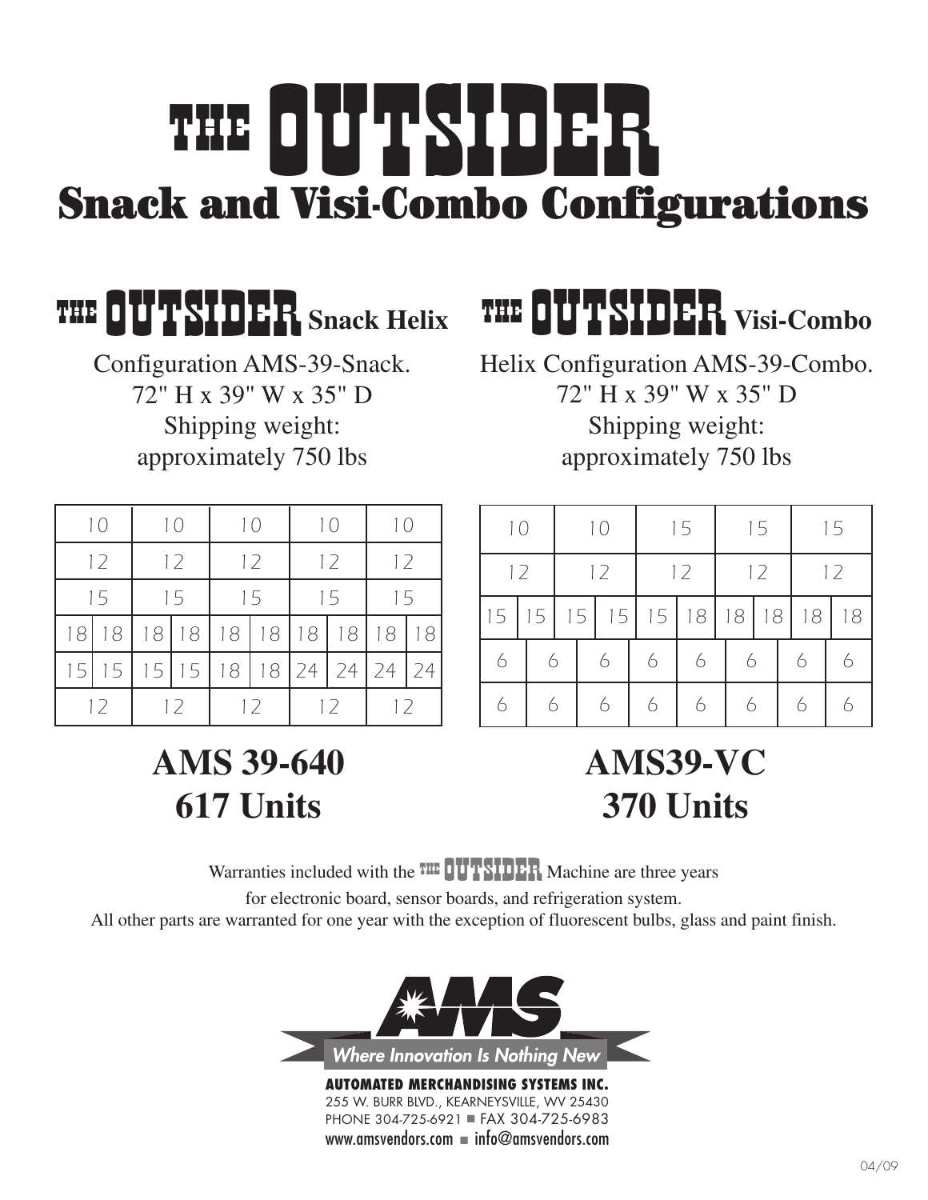# THE OUTSIDER

## Snack and Visi-Combo Configurations

### THE OUTSIDER Snack Helix

Configuration AMS-39-Snack.
72" H x 39" W x 35" D
Shipping weight:
approximately 750 lbs

| | | | | | | | | | |
|---|---|---|---|---|---|---|---|---|---|
| 10 | | 10 | | 10 | | 10 | | 10 | |
| 12 | | 12 | | 12 | | 12 | | 12 | |
| 15 | | 15 | | 15 | | 15 | | 15 | |
| 18 | 18 | 18 | 18 | 18 | 18 | 18 | 18 | 18 | 18 |
| 15 | 15 | 15 | 15 | 18 | 18 | 24 | 24 | 24 | 24 |
| 12 | | 12 | | 12 | | 12 | | 12 | |

**AMS 39-640**
**617 Units**

### THE OUTSIDER Visi-Combo

Helix Configuration AMS-39-Combo.
72" H x 39" W x 35" D
Shipping weight:
approximately 750 lbs

| | | | | | | | | | |
|---|---|---|---|---|---|---|---|---|---|
| 10 | | 10 | | 15 | | 15 | | 15 | |
| 12 | | 12 | | 12 | | 12 | | 12 | |
| 15 | 15 | 15 | 15 | 15 | 18 | 18 | 18 | 18 | 18 |
| 6 | 6 | 6 | 6 | 6 | 6 | 6 | 6 | | |
| 6 | 6 | 6 | 6 | 6 | 6 | 6 | 6 | | |

**AMS39-VC**
**370 Units**

Warranties included with the THE OUTSIDER Machine are three years for electronic board, sensor boards, and refrigeration system.
All other parts are warranted for one year with the exception of fluorescent bulbs, glass and paint finish.

AMS
*Where Innovation Is Nothing New*

**AUTOMATED MERCHANDISING SYSTEMS INC.**
255 W. BURR BLVD., KEARNEYSVILLE, WV 25430
PHONE 304-725-6921 ■ FAX 304-725-6983
www.amsvendors.com ■ info@amsvendors.com

04/09